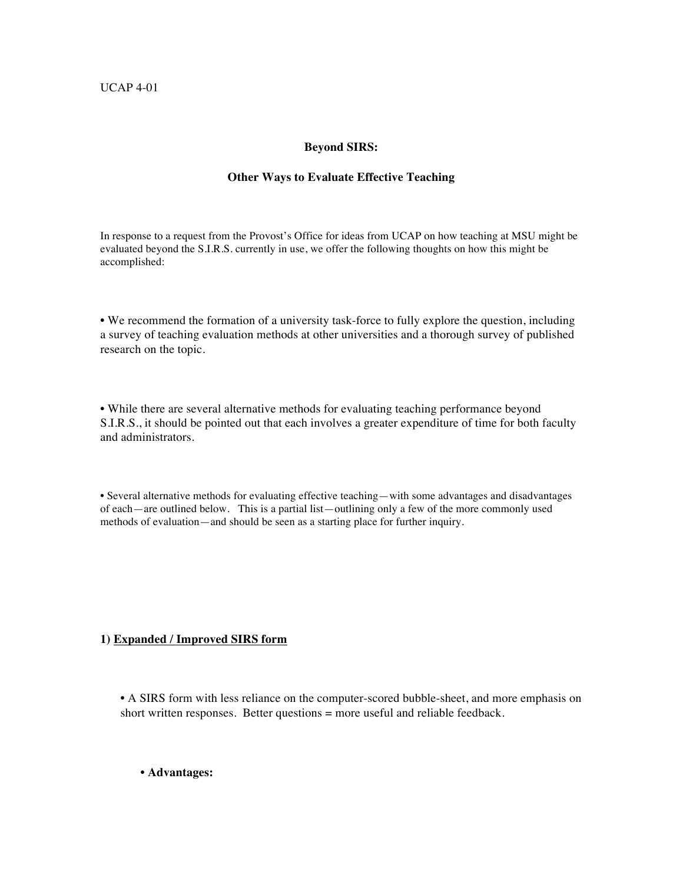UCAP 4-01

## Beyond SIRS:

## Other Ways to Evaluate Effective Teaching

In response to a request from the Provost's Office for ideas from UCAP on how teaching at MSU might be evaluated beyond the S.I.R.S. currently in use, we offer the following thoughts on how this might be accomplished:

• We recommend the formation of a university task-force to fully explore the question, including a survey of teaching evaluation methods at other universities and a thorough survey of published research on the topic.

• While there are several alternative methods for evaluating teaching performance beyond S.I.R.S., it should be pointed out that each involves a greater expenditure of time for both faculty and administrators.

• Several alternative methods for evaluating effective teaching—with some advantages and disadvantages of each—are outlined below. This is a partial list—outlining only a few of the more commonly used methods of evaluation—and should be seen as a starting place for further inquiry.

### 1) <u>Expanded / Improved SIRS form</u>

• A SIRS form with less reliance on the computer-scored bubble-sheet, and more emphasis on short written responses. Better questions = more useful and reliable feedback.

• **Advantages:**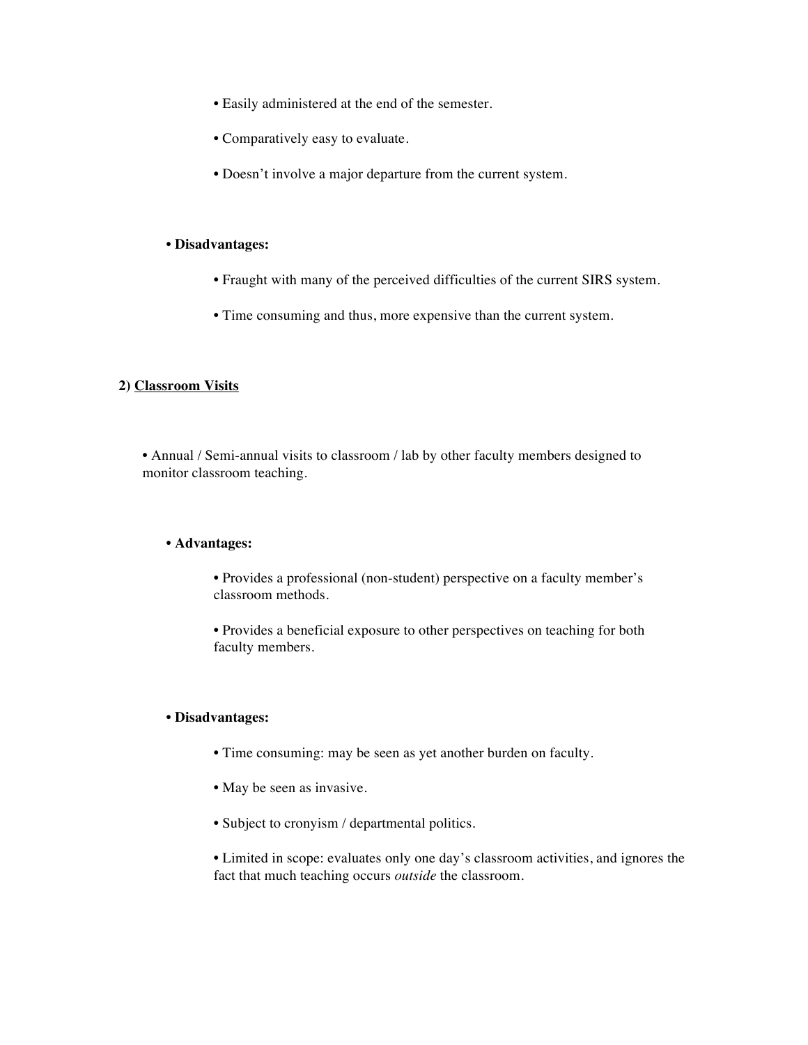- Easily administered at the end of the semester.
- Comparatively easy to evaluate.
- Doesn't involve a major departure from the current system.

- **Disadvantages:**
  - Fraught with many of the perceived difficulties of the current SIRS system.
  - Time consuming and thus, more expensive than the current system.

**2)** **<u>Classroom Visits</u>**

- Annual / Semi-annual visits to classroom / lab by other faculty members designed to monitor classroom teaching.

- **Advantages:**
  - Provides a professional (non-student) perspective on a faculty member's classroom methods.
  - Provides a beneficial exposure to other perspectives on teaching for both faculty members.

- **Disadvantages:**
  - Time consuming: may be seen as yet another burden on faculty.
  - May be seen as invasive.
  - Subject to cronyism / departmental politics.
  - Limited in scope: evaluates only one day's classroom activities, and ignores the fact that much teaching occurs *outside* the classroom.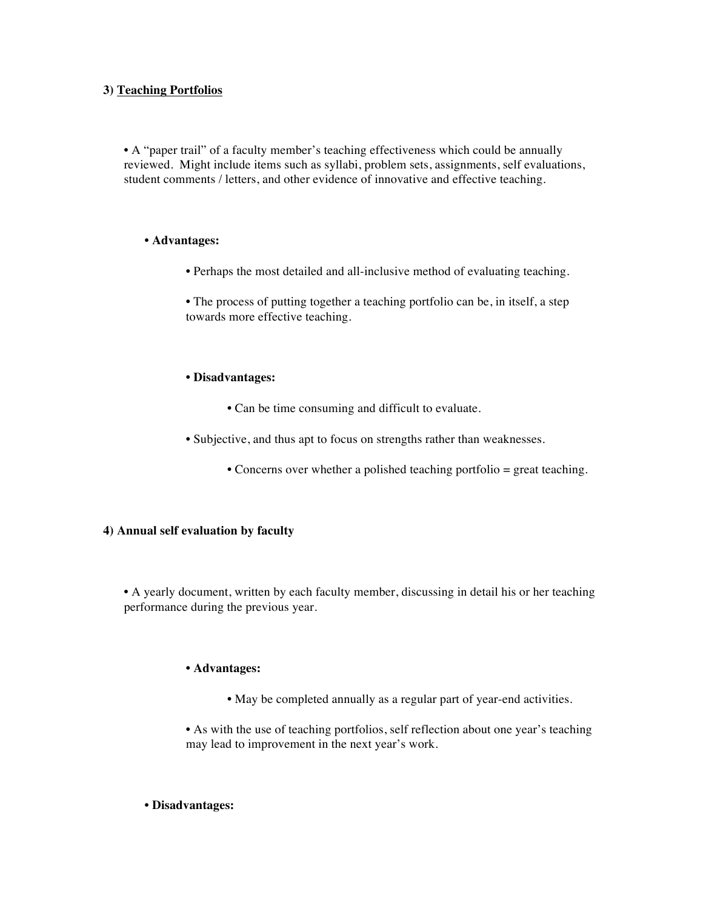### 3) <u>Teaching Portfolios</u>

- A "paper trail" of a faculty member's teaching effectiveness which could be annually reviewed. Might include items such as syllabi, problem sets, assignments, self evaluations, student comments / letters, and other evidence of innovative and effective teaching.

  - **Advantages:**

    - Perhaps the most detailed and all-inclusive method of evaluating teaching.

    - The process of putting together a teaching portfolio can be, in itself, a step towards more effective teaching.

  - **Disadvantages:**

    - Can be time consuming and difficult to evaluate.

    - Subjective, and thus apt to focus on strengths rather than weaknesses.

    - Concerns over whether a polished teaching portfolio = great teaching.

### 4) Annual self evaluation by faculty

- A yearly document, written by each faculty member, discussing in detail his or her teaching performance during the previous year.

  - **Advantages:**

    - May be completed annually as a regular part of year-end activities.

    - As with the use of teaching portfolios, self reflection about one year's teaching may lead to improvement in the next year's work.

  - **Disadvantages:**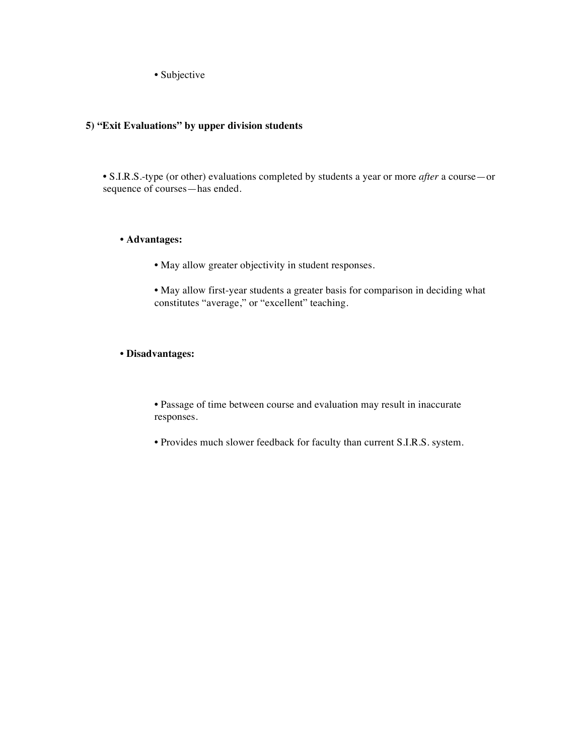- Subjective

**5) “Exit Evaluations” by upper division students**

- S.I.R.S.-type (or other) evaluations completed by students a year or more *after* a course—or sequence of courses—has ended.

  - **Advantages:**

    - May allow greater objectivity in student responses.

    - May allow first-year students a greater basis for comparison in deciding what constitutes “average,” or “excellent” teaching.

  - **Disadvantages:**

    - Passage of time between course and evaluation may result in inaccurate responses.

    - Provides much slower feedback for faculty than current S.I.R.S. system.